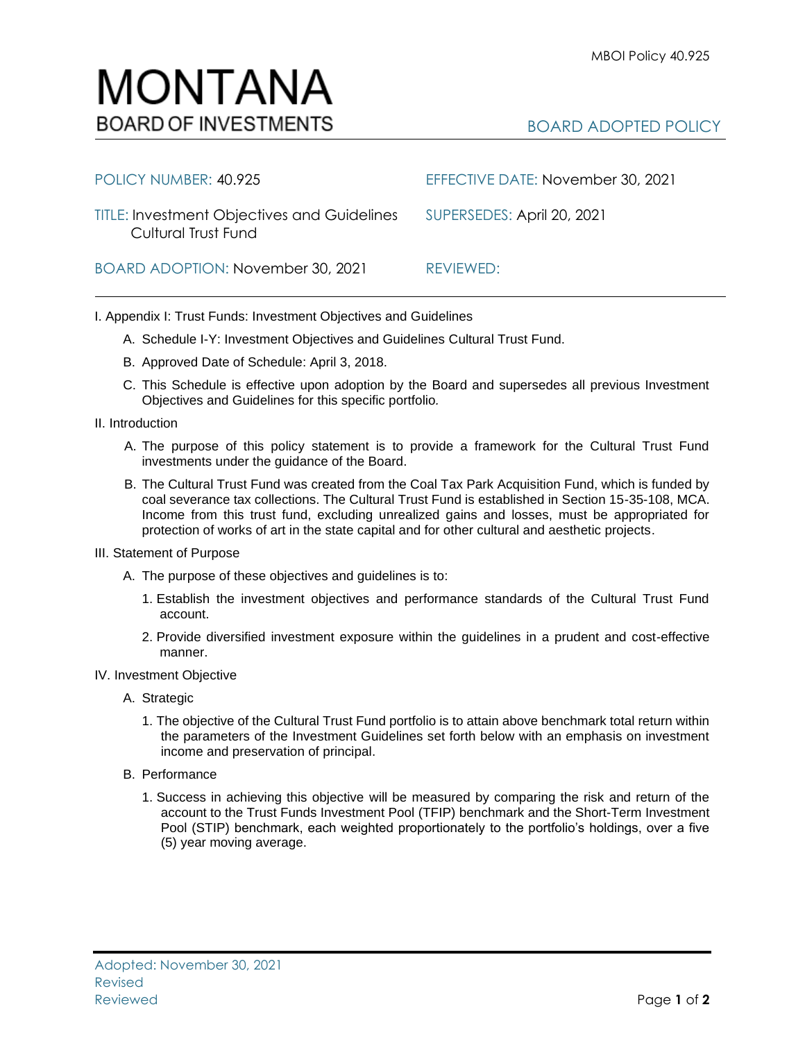# MONTANA
## BOARD OF INVESTMENTS

MBOI Policy 40.925

BOARD ADOPTED POLICY

| | |
|---|---|
| POLICY NUMBER: 40.925 | EFFECTIVE DATE: November 30, 2021 |
| TITLE: Investment Objectives and Guidelines Cultural Trust Fund | SUPERSEDES: April 20, 2021 |
| BOARD ADOPTION: November 30, 2021 | REVIEWED: |

I. Appendix I: Trust Funds: Investment Objectives and Guidelines

A. Schedule I-Y: Investment Objectives and Guidelines Cultural Trust Fund.

B. Approved Date of Schedule: April 3, 2018.

C. This Schedule is effective upon adoption by the Board and supersedes all previous Investment Objectives and Guidelines for this specific portfolio.

II. Introduction

A. The purpose of this policy statement is to provide a framework for the Cultural Trust Fund investments under the guidance of the Board.

B. The Cultural Trust Fund was created from the Coal Tax Park Acquisition Fund, which is funded by coal severance tax collections. The Cultural Trust Fund is established in Section 15-35-108, MCA. Income from this trust fund, excluding unrealized gains and losses, must be appropriated for protection of works of art in the state capital and for other cultural and aesthetic projects.

III. Statement of Purpose

A. The purpose of these objectives and guidelines is to:

1. Establish the investment objectives and performance standards of the Cultural Trust Fund account.

2. Provide diversified investment exposure within the guidelines in a prudent and cost-effective manner.

IV. Investment Objective

A. Strategic

1. The objective of the Cultural Trust Fund portfolio is to attain above benchmark total return within the parameters of the Investment Guidelines set forth below with an emphasis on investment income and preservation of principal.

B. Performance

1. Success in achieving this objective will be measured by comparing the risk and return of the account to the Trust Funds Investment Pool (TFIP) benchmark and the Short-Term Investment Pool (STIP) benchmark, each weighted proportionately to the portfolio's holdings, over a five (5) year moving average.

Adopted: November 30, 2021
Revised
Reviewed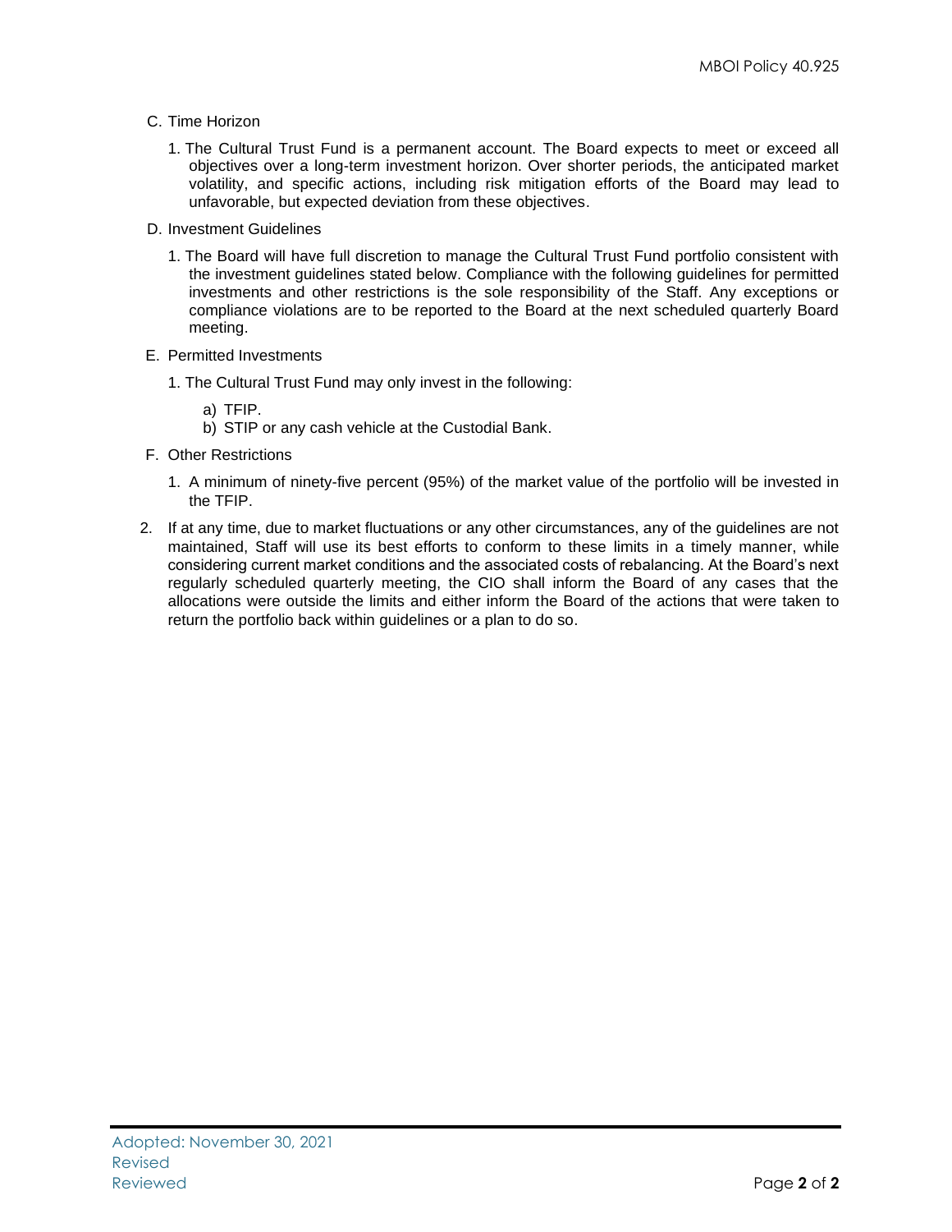C. Time Horizon

1. The Cultural Trust Fund is a permanent account. The Board expects to meet or exceed all objectives over a long-term investment horizon. Over shorter periods, the anticipated market volatility, and specific actions, including risk mitigation efforts of the Board may lead to unfavorable, but expected deviation from these objectives.

D. Investment Guidelines

1. The Board will have full discretion to manage the Cultural Trust Fund portfolio consistent with the investment guidelines stated below. Compliance with the following guidelines for permitted investments and other restrictions is the sole responsibility of the Staff. Any exceptions or compliance violations are to be reported to the Board at the next scheduled quarterly Board meeting.

E. Permitted Investments

1. The Cultural Trust Fund may only invest in the following:

   a) TFIP.
   b) STIP or any cash vehicle at the Custodial Bank.

F. Other Restrictions

1. A minimum of ninety-five percent (95%) of the market value of the portfolio will be invested in the TFIP.

2. If at any time, due to market fluctuations or any other circumstances, any of the guidelines are not maintained, Staff will use its best efforts to conform to these limits in a timely manner, while considering current market conditions and the associated costs of rebalancing. At the Board's next regularly scheduled quarterly meeting, the CIO shall inform the Board of any cases that the allocations were outside the limits and either inform the Board of the actions that were taken to return the portfolio back within guidelines or a plan to do so.

Adopted: November 30, 2021
Revised
Reviewed